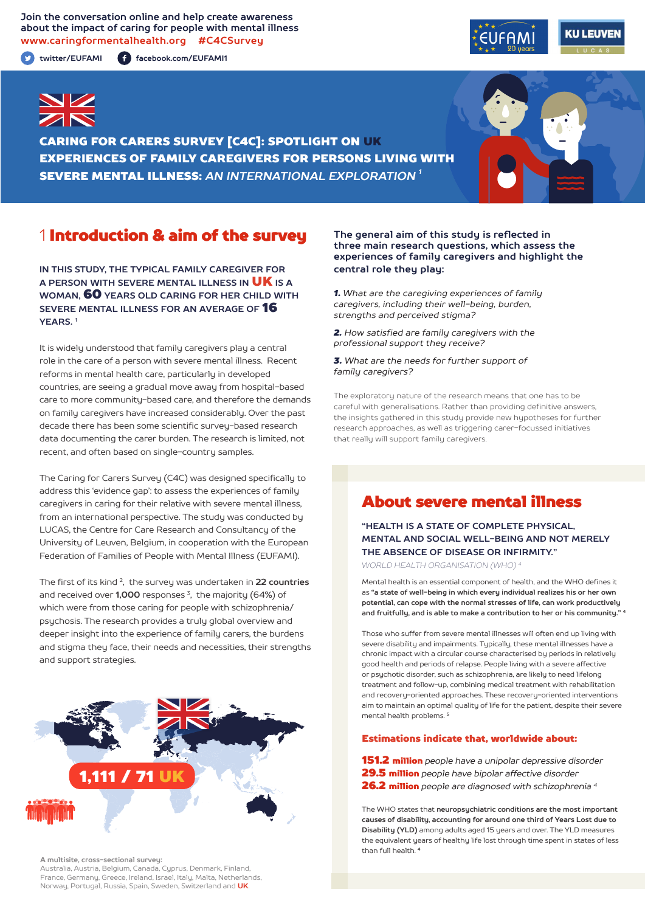Join the conversation online and help create awareness about the impact of caring for people with mental illness
www.caringformentalhealth.org #C4CSurvey

twitter/EUFAMI facebook.com/EUFAMI1

# CARING FOR CARERS SURVEY [C4C]: SPOTLIGHT ON UK EXPERIENCES OF FAMILY CAREGIVERS FOR PERSONS LIVING WITH SEVERE MENTAL ILLNESS: *AN INTERNATIONAL EXPLORATION* [1]

## 1 Introduction & aim of the survey

IN THIS STUDY, THE TYPICAL FAMILY CAREGIVER FOR A PERSON WITH SEVERE MENTAL ILLNESS IN **UK** IS A WOMAN, **60** YEARS OLD CARING FOR HER CHILD WITH SEVERE MENTAL ILLNESS FOR AN AVERAGE OF **16** YEARS. [1]

It is widely understood that family caregivers play a central role in the care of a person with severe mental illness. Recent reforms in mental health care, particularly in developed countries, are seeing a gradual move away from hospital-based care to more community-based care, and therefore the demands on family caregivers have increased considerably. Over the past decade there has been some scientific survey-based research data documenting the carer burden. The research is limited, not recent, and often based on single-country samples.

The Caring for Carers Survey (C4C) was designed specifically to address this 'evidence gap': to assess the experiences of family caregivers in caring for their relative with severe mental illness, from an international perspective. The study was conducted by LUCAS, the Centre for Care Research and Consultancy of the University of Leuven, Belgium, in cooperation with the European Federation of Families of People with Mental Illness (EUFAMI).

The first of its kind [2], the survey was undertaken in **22 countries** and received over **1,000** responses [3], the majority (64%) of which were from those caring for people with schizophrenia/psychosis. The research provides a truly global overview and deeper insight into the experience of family carers, the burdens and stigma they face, their needs and necessities, their strengths and support strategies.

**1,111 / 71 UK**

**A multisite, cross-sectional survey:**
Australia, Austria, Belgium, Canada, Cyprus, Denmark, Finland, France, Germany, Greece, Ireland, Israel, Italy, Malta, Netherlands, Norway, Portugal, Russia, Spain, Sweden, Switzerland and **UK**.

**The general aim of this study is reflected in three main research questions, which assess the experiences of family caregivers and highlight the central role they play:**

1. *What are the caregiving experiences of family caregivers, including their well-being, burden, strengths and perceived stigma?*
2. *How satisfied are family caregivers with the professional support they receive?*
3. *What are the needs for further support of family caregivers?*

The exploratory nature of the research means that one has to be careful with generalisations. Rather than providing definitive answers, the insights gathered in this study provide new hypotheses for further research approaches, as well as triggering carer-focussed initiatives that really will support family caregivers.

## About severe mental illness

**"HEALTH IS A STATE OF COMPLETE PHYSICAL, MENTAL AND SOCIAL WELL-BEING AND NOT MERELY THE ABSENCE OF DISEASE OR INFIRMITY."**
WORLD HEALTH ORGANISATION (WHO) [4]

Mental health is an essential component of health, and the WHO defines it as **"a state of well-being in which every individual realizes his or her own potential, can cope with the normal stresses of life, can work productively and fruitfully, and is able to make a contribution to her or his community."** [4]

Those who suffer from severe mental illnesses will often end up living with severe disability and impairments. Typically, these mental illnesses have a chronic impact with a circular course characterised by periods in relatively good health and periods of relapse. People living with a severe affective or psychotic disorder, such as schizophrenia, are likely to need lifelong treatment and follow-up, combining medical treatment with rehabilitation and recovery-oriented approaches. These recovery-oriented interventions aim to maintain an optimal quality of life for the patient, despite their severe mental health problems. [5]

**Estimations indicate that, worldwide about:**

**151.2 million** *people have a unipolar depressive disorder*
**29.5 million** *people have bipolar affective disorder*
**26.2 million** *people are diagnosed with schizophrenia* [4]

The WHO states that **neuropsychiatric conditions are the most important causes of disability, accounting for around one third of Years Lost due to Disability (YLD)** among adults aged 15 years and over. The YLD measures the equivalent years of healthy life lost through time spent in states of less than full health. [4]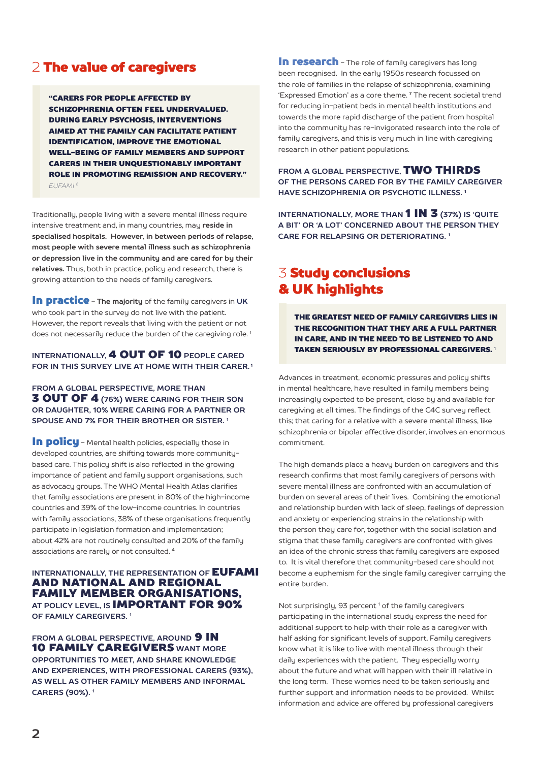## 2 The value of caregivers

> **"CARERS FOR PEOPLE AFFECTED BY SCHIZOPHRENIA OFTEN FEEL UNDERVALUED. DURING EARLY PSYCHOSIS, INTERVENTIONS AIMED AT THE FAMILY CAN FACILITATE PATIENT IDENTIFICATION, IMPROVE THE EMOTIONAL WELL-BEING OF FAMILY MEMBERS AND SUPPORT CARERS IN THEIR UNQUESTIONABLY IMPORTANT ROLE IN PROMOTING REMISSION AND RECOVERY."**
> *EUFAMI [6]*

Traditionally, people living with a severe mental illness require intensive treatment and, in many countries, may **reside in specialised hospitals. However, in between periods of relapse, most people with severe mental illness such as schizophrenia or depression live in the community and are cared for by their relatives.** Thus, both in practice, policy and research, there is growing attention to the needs of family caregivers.

**In practice** – **The majority** of the family caregivers in **UK** who took part in the survey do not live with the patient. However, the report reveals that living with the patient or not does not necessarily reduce the burden of the caregiving role. [1]

**INTERNATIONALLY, 4 OUT OF 10 PEOPLE CARED FOR IN THIS SURVEY LIVE AT HOME WITH THEIR CARER.** [1]

**FROM A GLOBAL PERSPECTIVE, MORE THAN 3 OUT OF 4 (76%) WERE CARING FOR THEIR SON OR DAUGHTER, 10% WERE CARING FOR A PARTNER OR SPOUSE AND 7% FOR THEIR BROTHER OR SISTER.** [1]

**In policy** – Mental health policies, especially those in developed countries, are shifting towards more community-based care. This policy shift is also reflected in the growing importance of patient and family support organisations, such as advocacy groups. The WHO Mental Health Atlas clarifies that family associations are present in 80% of the high-income countries and 39% of the low-income countries. In countries with family associations, 38% of these organisations frequently participate in legislation formation and implementation; about 42% are not routinely consulted and 20% of the family associations are rarely or not consulted. [4]

**INTERNATIONALLY, THE REPRESENTATION OF EUFAMI AND NATIONAL AND REGIONAL FAMILY MEMBER ORGANISATIONS, AT POLICY LEVEL, IS IMPORTANT FOR 90% OF FAMILY CAREGIVERS.** [1]

**FROM A GLOBAL PERSPECTIVE, AROUND 9 IN 10 FAMILY CAREGIVERS WANT MORE OPPORTUNITIES TO MEET, AND SHARE KNOWLEDGE AND EXPERIENCES, WITH PROFESSIONAL CARERS (93%), AS WELL AS OTHER FAMILY MEMBERS AND INFORMAL CARERS (90%).** [1]

**In research** – The role of family caregivers has long been recognised. In the early 1950s research focussed on the role of families in the relapse of schizophrenia, examining 'Expressed Emotion' as a core theme. [7] The recent societal trend for reducing in-patient beds in mental health institutions and towards the more rapid discharge of the patient from hospital into the community has re-invigorated research into the role of family caregivers, and this is very much in line with caregiving research in other patient populations.

**FROM A GLOBAL PERSPECTIVE, TWO THIRDS OF THE PERSONS CARED FOR BY THE FAMILY CAREGIVER HAVE SCHIZOPHRENIA OR PSYCHOTIC ILLNESS.** [1]

**INTERNATIONALLY, MORE THAN 1 IN 3 (37%) IS 'QUITE A BIT' OR 'A LOT' CONCERNED ABOUT THE PERSON THEY CARE FOR RELAPSING OR DETERIORATING.** [1]

## 3 Study conclusions & UK highlights

> **THE GREATEST NEED OF FAMILY CAREGIVERS LIES IN THE RECOGNITION THAT THEY ARE A FULL PARTNER IN CARE, AND IN THE NEED TO BE LISTENED TO AND TAKEN SERIOUSLY BY PROFESSIONAL CAREGIVERS.** [1]

Advances in treatment, economic pressures and policy shifts in mental healthcare, have resulted in family members being increasingly expected to be present, close by and available for caregiving at all times. The findings of the C4C survey reflect this; that caring for a relative with a severe mental illness, like schizophrenia or bipolar affective disorder, involves an enormous commitment.

The high demands place a heavy burden on caregivers and this research confirms that most family caregivers of persons with severe mental illness are confronted with an accumulation of burden on several areas of their lives. Combining the emotional and relationship burden with lack of sleep, feelings of depression and anxiety or experiencing strains in the relationship with the person they care for, together with the social isolation and stigma that these family caregivers are confronted with gives an idea of the chronic stress that family caregivers are exposed to. It is vital therefore that community-based care should not become a euphemism for the single family caregiver carrying the entire burden.

Not surprisingly, 93 percent [1] of the family caregivers participating in the international study express the need for additional support to help with their role as a caregiver with half asking for significant levels of support. Family caregivers know what it is like to live with mental illness through their daily experiences with the patient. They especially worry about the future and what will happen with their ill relative in the long term. These worries need to be taken seriously and further support and information needs to be provided. Whilst information and advice are offered by professional caregivers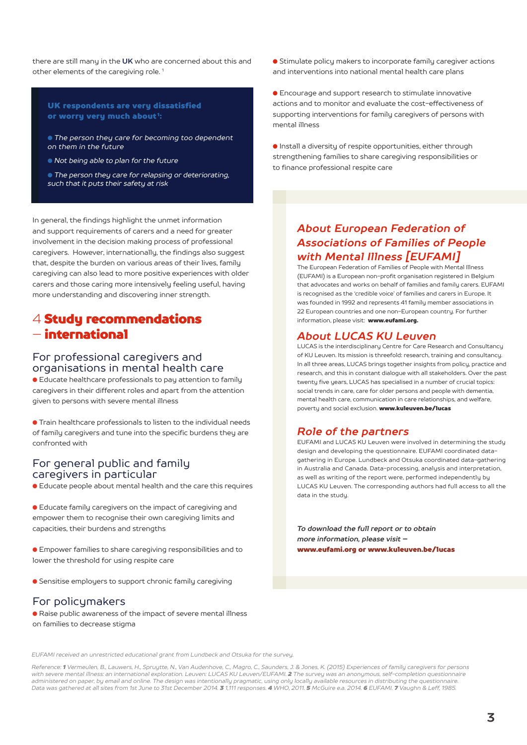there are still many in the **UK** who are concerned about this and other elements of the caregiving role. [1]

**UK respondents are very dissatisfied or worry very much about[1]:**

- *The person they care for becoming too dependent on them in the future*
- *Not being able to plan for the future*
- *The person they care for relapsing or deteriorating, such that it puts their safety at risk*

In general, the findings highlight the unmet information and support requirements of carers and a need for greater involvement in the decision making process of professional caregivers. However, internationally, the findings also suggest that, despite the burden on various areas of their lives, family caregiving can also lead to more positive experiences with older carers and those caring more intensively feeling useful, having more understanding and discovering inner strength.

## 4 Study recommendations – international

### For professional caregivers and organisations in mental health care

- Educate healthcare professionals to pay attention to family caregivers in their different roles and apart from the attention given to persons with severe mental illness
- Train healthcare professionals to listen to the individual needs of family caregivers and tune into the specific burdens they are confronted with

### For general public and family caregivers in particular

- Educate people about mental health and the care this requires
- Educate family caregivers on the impact of caregiving and empower them to recognise their own caregiving limits and capacities, their burdens and strengths
- Empower families to share caregiving responsibilities and to lower the threshold for using respite care
- Sensitise employers to support chronic family caregiving

### For policymakers

- Raise public awareness of the impact of severe mental illness on families to decrease stigma
- Stimulate policy makers to incorporate family caregiver actions and interventions into national mental health care plans
- Encourage and support research to stimulate innovative actions and to monitor and evaluate the cost-effectiveness of supporting interventions for family caregivers of persons with mental illness
- Install a diversity of respite opportunities, either through strengthening families to share caregiving responsibilities or to finance professional respite care

## *About European Federation of Associations of Families of People with Mental Illness [EUFAMI]*

The European Federation of Families of People with Mental Illness (EUFAMI) is a European non-profit organisation registered in Belgium that advocates and works on behalf of families and family carers. EUFAMI is recognised as the 'credible voice' of families and carers in Europe. It was founded in 1992 and represents 41 family member associations in 22 European countries and one non-European country. For further information, please visit: **www.eufami.org.**

## *About LUCAS KU Leuven*

LUCAS is the interdisciplinary Centre for Care Research and Consultancy of KU Leuven. Its mission is threefold: research, training and consultancy. In all three areas, LUCAS brings together insights from policy, practice and research, and this in constant dialogue with all stakeholders. Over the past twenty five years, LUCAS has specialised in a number of crucial topics: social trends in care, care for older persons and people with dementia, mental health care, communication in care relationships, and welfare, poverty and social exclusion. **www.kuleuven.be/lucas**

## *Role of the partners*

EUFAMI and LUCAS KU Leuven were involved in determining the study design and developing the questionnaire. EUFAMI coordinated data-gathering in Europe. Lundbeck and Otsuka coordinated data-gathering in Australia and Canada. Data-processing, analysis and interpretation, as well as writing of the report were, performed independently by LUCAS KU Leuven. The corresponding authors had full access to all the data in the study.

***To download the full report or to obtain more information, please visit –***
**www.eufami.org or www.kuleuven.be/lucas**

*EUFAMI received an unrestricted educational grant from Lundbeck and Otsuka for the survey.*

*Reference: **1** Vermeulen, B., Lauwers, H., Spruytte, N., Van Audenhove, C., Magro, C., Saunders, J. & Jones, K. (2015) Experiences of family caregivers for persons with severe mental illness: an international exploration. Leuven: LUCAS KU Leuven/EUFAMI. **2** The survey was an anonymous, self-completion questionnaire administered on paper, by email and online. The design was intentionally pragmatic, using only locally available resources in distributing the questionnaire. Data was gathered at all sites from 1st June to 31st December 2014. **3** 1,111 responses. **4** WHO, 2011. **5** McGuire e.a. 2014. **6** EUFAMI. **7** Vaughn & Leff, 1985.*